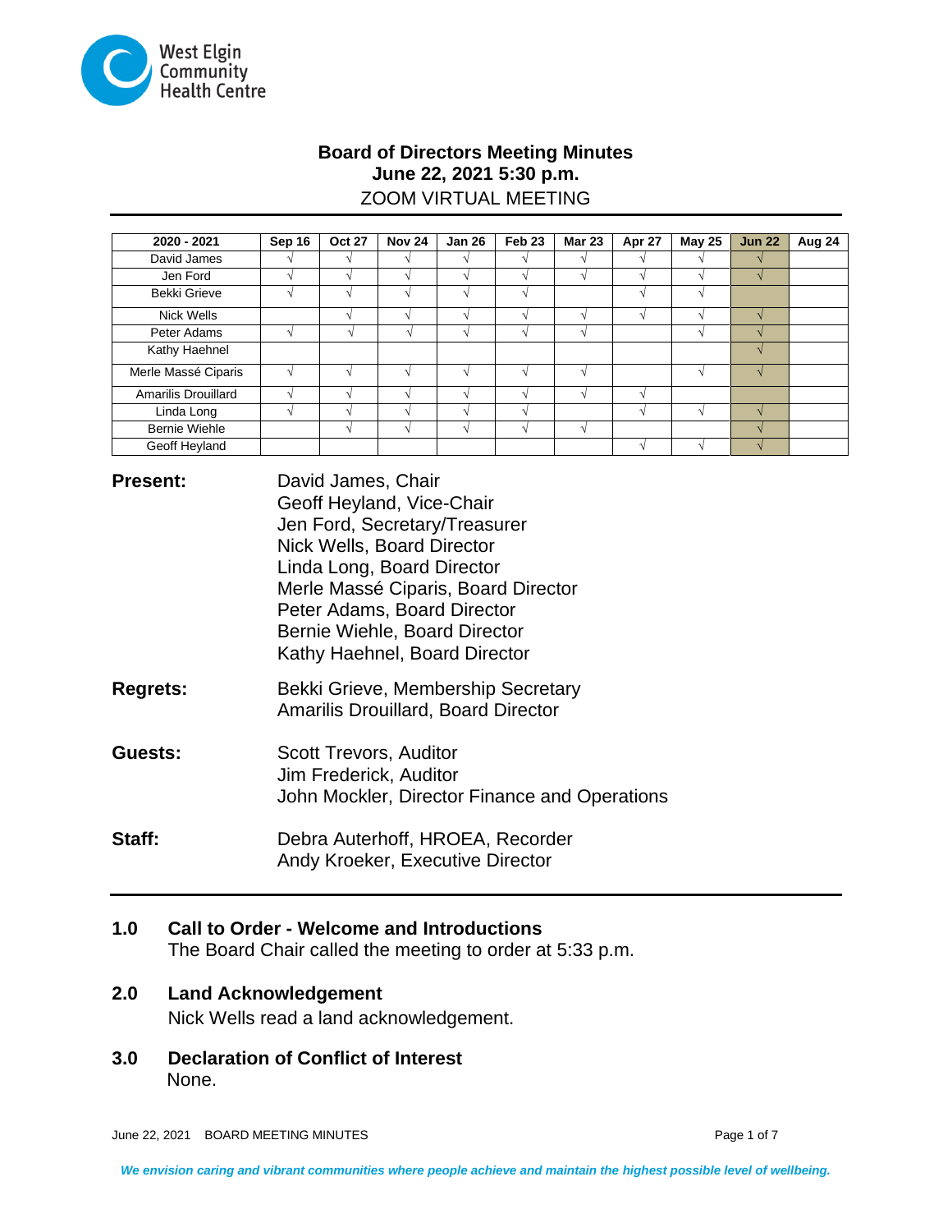West Elgin Community Health Centre

# Board of Directors Meeting Minutes
## June 22, 2021 5:30 p.m.
ZOOM VIRTUAL MEETING

| 2020 - 2021 | Sep 16 | Oct 27 | Nov 24 | Jan 26 | Feb 23 | Mar 23 | Apr 27 | May 25 | Jun 22 | Aug 24 |
|---|---|---|---|---|---|---|---|---|---|---|
| David James | √ | √ | √ | √ | √ | √ | √ | √ | √ | |
| Jen Ford | √ | √ | √ | √ | √ | √ | √ | √ | √ | |
| Bekki Grieve | √ | √ | √ | √ | √ | | √ | √ | | |
| Nick Wells | | √ | √ | √ | √ | √ | √ | √ | √ | |
| Peter Adams | √ | √ | √ | √ | √ | √ | | √ | √ | |
| Kathy Haehnel | | | | | | | | | √ | |
| Merle Massé Ciparis | √ | √ | √ | √ | √ | √ | | √ | √ | |
| Amarilis Drouillard | √ | √ | √ | √ | √ | √ | √ | | | |
| Linda Long | √ | √ | √ | √ | √ | | √ | √ | √ | |
| Bernie Wiehle | | √ | √ | √ | √ | √ | | | √ | |
| Geoff Heyland | | | | | | | √ | √ | √ | |

**Present:**
David James, Chair
Geoff Heyland, Vice-Chair
Jen Ford, Secretary/Treasurer
Nick Wells, Board Director
Linda Long, Board Director
Merle Massé Ciparis, Board Director
Peter Adams, Board Director
Bernie Wiehle, Board Director
Kathy Haehnel, Board Director

**Regrets:**
Bekki Grieve, Membership Secretary
Amarilis Drouillard, Board Director

**Guests:**
Scott Trevors, Auditor
Jim Frederick, Auditor
John Mockler, Director Finance and Operations

**Staff:**
Debra Auterhoff, HROEA, Recorder
Andy Kroeker, Executive Director

### 1.0 Call to Order - Welcome and Introductions
The Board Chair called the meeting to order at 5:33 p.m.

### 2.0 Land Acknowledgement
Nick Wells read a land acknowledgement.

### 3.0 Declaration of Conflict of Interest
None.

*We envision caring and vibrant communities where people achieve and maintain the highest possible level of wellbeing.*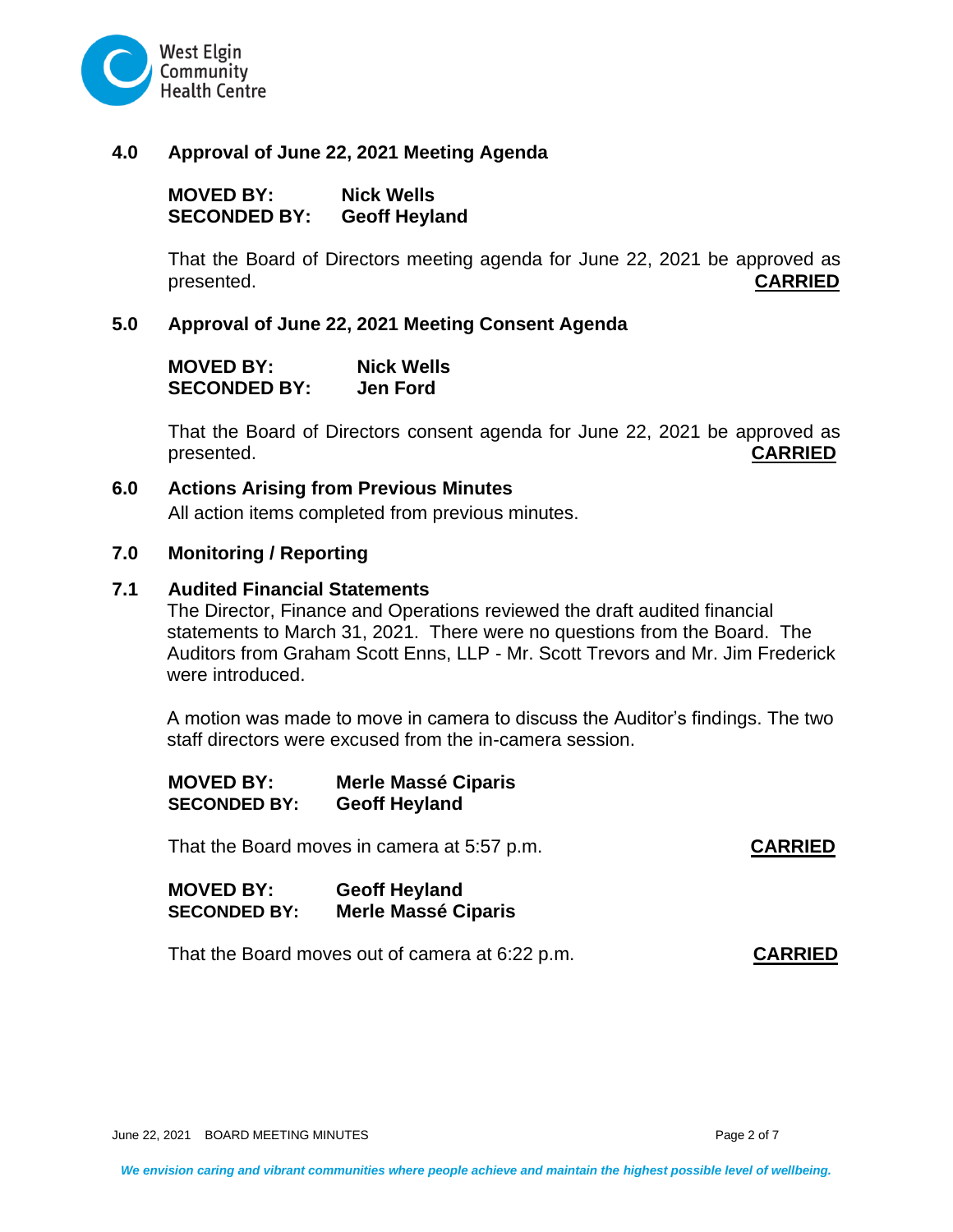## 4.0 Approval of June 22, 2021 Meeting Agenda

**MOVED BY:** **Nick Wells**
**SECONDED BY:** **Geoff Heyland**

That the Board of Directors meeting agenda for June 22, 2021 be approved as presented. **CARRIED**

## 5.0 Approval of June 22, 2021 Meeting Consent Agenda

**MOVED BY:** **Nick Wells**
**SECONDED BY:** **Jen Ford**

That the Board of Directors consent agenda for June 22, 2021 be approved as presented. **CARRIED**

## 6.0 Actions Arising from Previous Minutes

All action items completed from previous minutes.

## 7.0 Monitoring / Reporting

### 7.1 Audited Financial Statements

The Director, Finance and Operations reviewed the draft audited financial statements to March 31, 2021. There were no questions from the Board. The Auditors from Graham Scott Enns, LLP - Mr. Scott Trevors and Mr. Jim Frederick were introduced.

A motion was made to move in camera to discuss the Auditor's findings. The two staff directors were excused from the in-camera session.

**MOVED BY:** **Merle Massé Ciparis**
**SECONDED BY:** **Geoff Heyland**

That the Board moves in camera at 5:57 p.m. **CARRIED**

**MOVED BY:** **Geoff Heyland**
**SECONDED BY:** **Merle Massé Ciparis**

That the Board moves out of camera at 6:22 p.m. **CARRIED**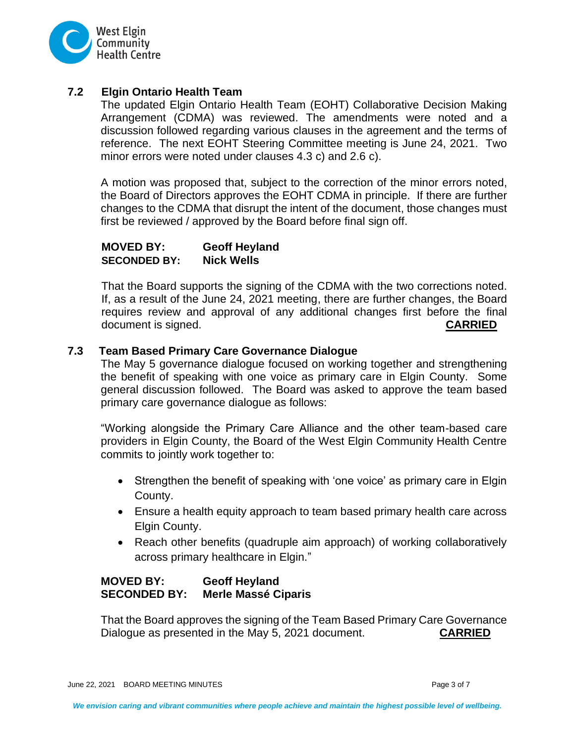### 7.2 Elgin Ontario Health Team

The updated Elgin Ontario Health Team (EOHT) Collaborative Decision Making Arrangement (CDMA) was reviewed. The amendments were noted and a discussion followed regarding various clauses in the agreement and the terms of reference. The next EOHT Steering Committee meeting is June 24, 2021. Two minor errors were noted under clauses 4.3 c) and 2.6 c).

A motion was proposed that, subject to the correction of the minor errors noted, the Board of Directors approves the EOHT CDMA in principle. If there are further changes to the CDMA that disrupt the intent of the document, those changes must first be reviewed / approved by the Board before final sign off.

**MOVED BY:** **Geoff Heyland**
**SECONDED BY:** **Nick Wells**

That the Board supports the signing of the CDMA with the two corrections noted. If, as a result of the June 24, 2021 meeting, there are further changes, the Board requires review and approval of any additional changes first before the final document is signed. **CARRIED**

### 7.3 Team Based Primary Care Governance Dialogue

The May 5 governance dialogue focused on working together and strengthening the benefit of speaking with one voice as primary care in Elgin County. Some general discussion followed. The Board was asked to approve the team based primary care governance dialogue as follows:

"Working alongside the Primary Care Alliance and the other team-based care providers in Elgin County, the Board of the West Elgin Community Health Centre commits to jointly work together to:

- Strengthen the benefit of speaking with 'one voice' as primary care in Elgin County.
- Ensure a health equity approach to team based primary health care across Elgin County.
- Reach other benefits (quadruple aim approach) of working collaboratively across primary healthcare in Elgin."

**MOVED BY:** **Geoff Heyland**
**SECONDED BY:** **Merle Massé Ciparis**

That the Board approves the signing of the Team Based Primary Care Governance Dialogue as presented in the May 5, 2021 document. **CARRIED**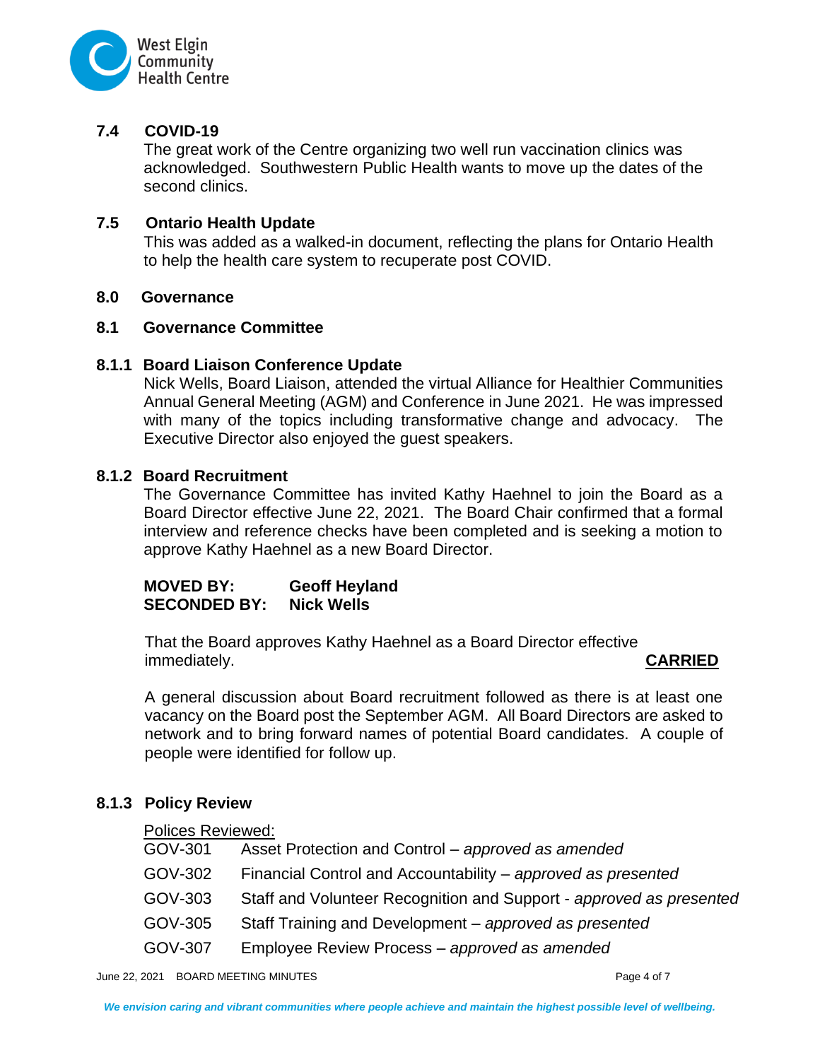## 7.4 COVID-19

The great work of the Centre organizing two well run vaccination clinics was acknowledged. Southwestern Public Health wants to move up the dates of the second clinics.

## 7.5 Ontario Health Update

This was added as a walked-in document, reflecting the plans for Ontario Health to help the health care system to recuperate post COVID.

# 8.0 Governance

## 8.1 Governance Committee

### 8.1.1 Board Liaison Conference Update

Nick Wells, Board Liaison, attended the virtual Alliance for Healthier Communities Annual General Meeting (AGM) and Conference in June 2021. He was impressed with many of the topics including transformative change and advocacy. The Executive Director also enjoyed the guest speakers.

### 8.1.2 Board Recruitment

The Governance Committee has invited Kathy Haehnel to join the Board as a Board Director effective June 22, 2021. The Board Chair confirmed that a formal interview and reference checks have been completed and is seeking a motion to approve Kathy Haehnel as a new Board Director.

**MOVED BY:** **Geoff Heyland**
**SECONDED BY:** **Nick Wells**

That the Board approves Kathy Haehnel as a Board Director effective immediately. **CARRIED**

A general discussion about Board recruitment followed as there is at least one vacancy on the Board post the September AGM. All Board Directors are asked to network and to bring forward names of potential Board candidates. A couple of people were identified for follow up.

### 8.1.3 Policy Review

Polices Reviewed:

- GOV-301 Asset Protection and Control – *approved as amended*
- GOV-302 Financial Control and Accountability – *approved as presented*
- GOV-303 Staff and Volunteer Recognition and Support - *approved as presented*
- GOV-305 Staff Training and Development – *approved as presented*
- GOV-307 Employee Review Process – *approved as amended*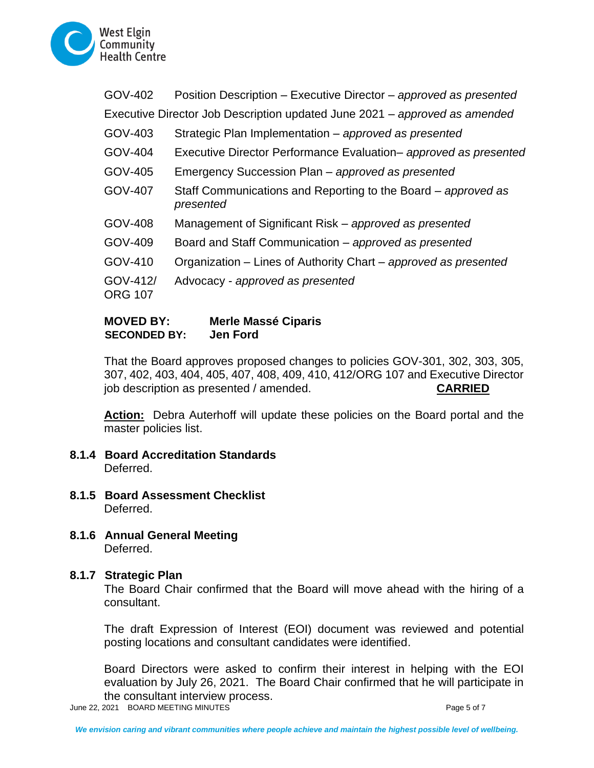GOV-402 Position Description – Executive Director – *approved as presented*

Executive Director Job Description updated June 2021 – *approved as amended*

GOV-403 Strategic Plan Implementation – *approved as presented*

GOV-404 Executive Director Performance Evaluation– *approved as presented*

GOV-405 Emergency Succession Plan – *approved as presented*

GOV-407 Staff Communications and Reporting to the Board – *approved as presented*

GOV-408 Management of Significant Risk – *approved as presented*

GOV-409 Board and Staff Communication – *approved as presented*

GOV-410 Organization – Lines of Authority Chart – *approved as presented*

GOV-412/ ORG 107 Advocacy - *approved as presented*

**MOVED BY:** **Merle Massé Ciparis**
**SECONDED BY:** **Jen Ford**

That the Board approves proposed changes to policies GOV-301, 302, 303, 305, 307, 402, 403, 404, 405, 407, 408, 409, 410, 412/ORG 107 and Executive Director job description as presented / amended. **CARRIED**

**Action:** Debra Auterhoff will update these policies on the Board portal and the master policies list.

### 8.1.4 Board Accreditation Standards

Deferred.

### 8.1.5 Board Assessment Checklist

Deferred.

### 8.1.6 Annual General Meeting

Deferred.

### 8.1.7 Strategic Plan

The Board Chair confirmed that the Board will move ahead with the hiring of a consultant.

The draft Expression of Interest (EOI) document was reviewed and potential posting locations and consultant candidates were identified.

Board Directors were asked to confirm their interest in helping with the EOI evaluation by July 26, 2021. The Board Chair confirmed that he will participate in the consultant interview process.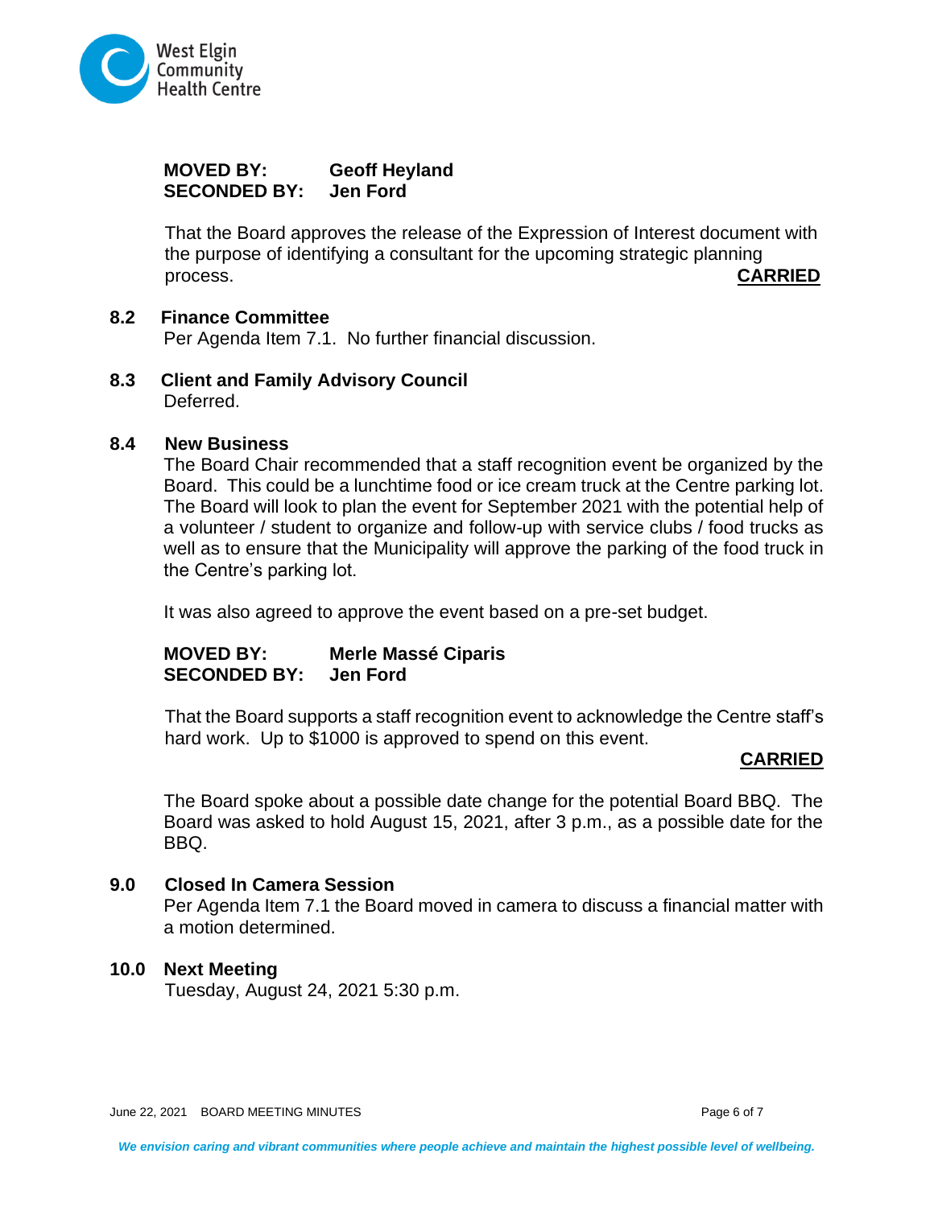**MOVED BY:** Geoff Heyland
**SECONDED BY:** Jen Ford

That the Board approves the release of the Expression of Interest document with the purpose of identifying a consultant for the upcoming strategic planning process. **CARRIED**

### 8.2 Finance Committee

Per Agenda Item 7.1. No further financial discussion.

### 8.3 Client and Family Advisory Council

Deferred.

### 8.4 New Business

The Board Chair recommended that a staff recognition event be organized by the Board. This could be a lunchtime food or ice cream truck at the Centre parking lot. The Board will look to plan the event for September 2021 with the potential help of a volunteer / student to organize and follow-up with service clubs / food trucks as well as to ensure that the Municipality will approve the parking of the food truck in the Centre's parking lot.

It was also agreed to approve the event based on a pre-set budget.

**MOVED BY:** Merle Massé Ciparis
**SECONDED BY:** Jen Ford

That the Board supports a staff recognition event to acknowledge the Centre staff's hard work. Up to $1000 is approved to spend on this event.

**CARRIED**

The Board spoke about a possible date change for the potential Board BBQ. The Board was asked to hold August 15, 2021, after 3 p.m., as a possible date for the BBQ.

### 9.0 Closed In Camera Session

Per Agenda Item 7.1 the Board moved in camera to discuss a financial matter with a motion determined.

### 10.0 Next Meeting

Tuesday, August 24, 2021 5:30 p.m.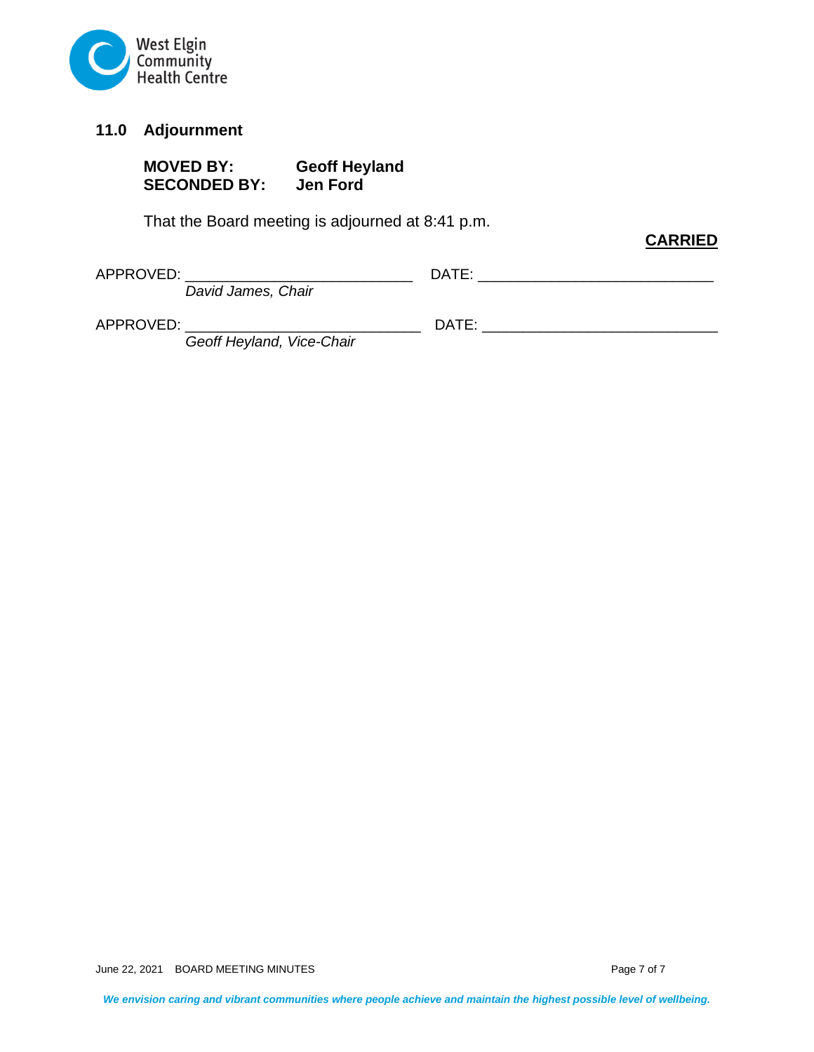## 11.0 Adjournment

**MOVED BY:** **Geoff Heyland**
**SECONDED BY:** **Jen Ford**

That the Board meeting is adjourned at 8:41 p.m.

**CARRIED**

APPROVED: ___________________________ DATE: ____________________________
*David James, Chair*

APPROVED: ___________________________ DATE: ____________________________
*Geoff Heyland, Vice-Chair*